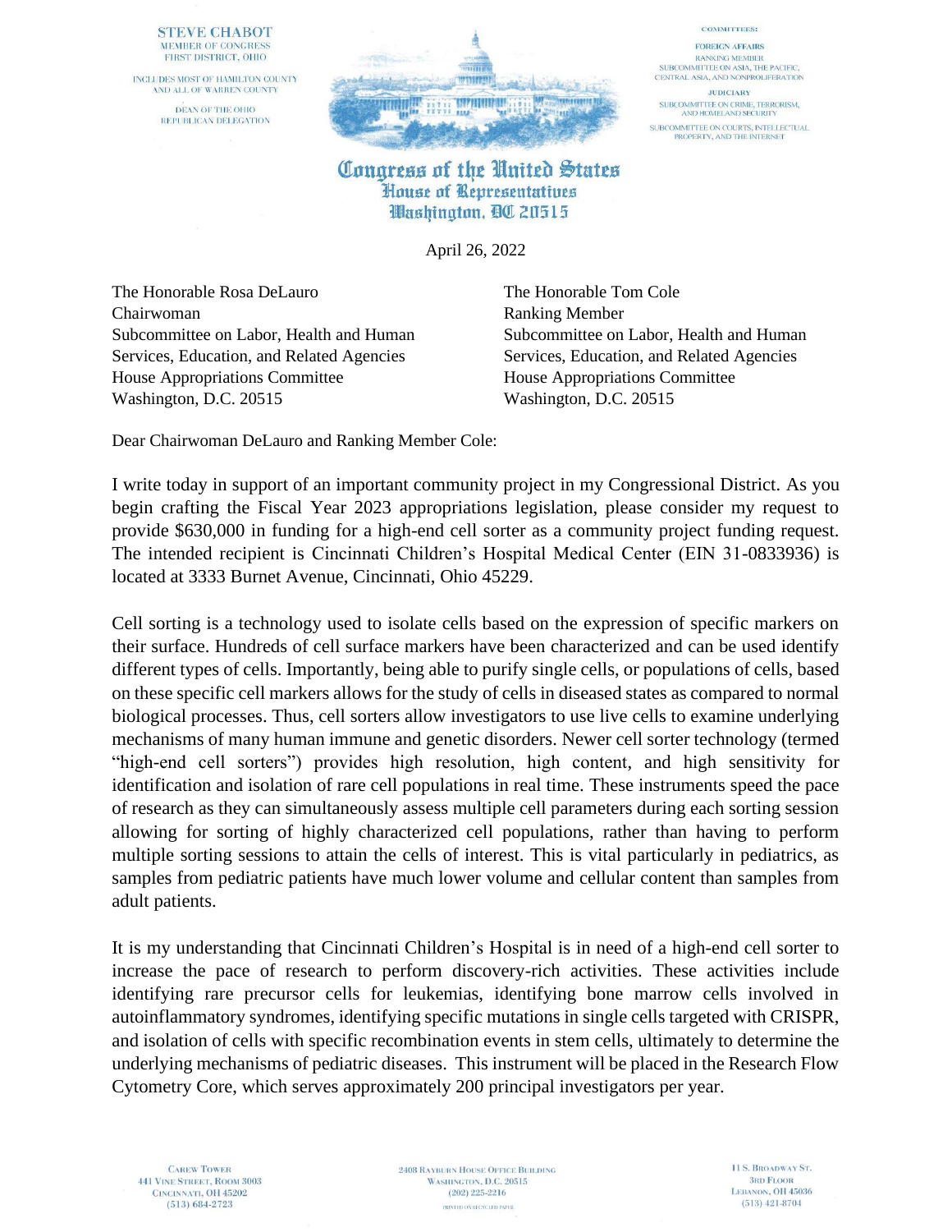STEVE CHABOT
MEMBER OF CONGRESS
FIRST DISTRICT, OHIO

INCLUDES MOST OF HAMILTON COUNTY
AND ALL OF WARREN COUNTY

DEAN OF THE OHIO
REPUBLICAN DELEGATION

COMMITTEES:

FOREIGN AFFAIRS
RANKING MEMBER
SUBCOMMITTEE ON ASIA, THE PACIFIC,
CENTRAL ASIA, AND NONPROLIFERATION

JUDICIARY
SUBCOMMITTEE ON CRIME, TERRORISM,
AND HOMELAND SECURITY

SUBCOMMITTEE ON COURTS, INTELLECTUAL
PROPERTY, AND THE INTERNET

**Congress of the United States**
**House of Representatives**
**Washington, DC 20515**

April 26, 2022

The Honorable Rosa DeLauro
Chairwoman
Subcommittee on Labor, Health and Human Services, Education, and Related Agencies
House Appropriations Committee
Washington, D.C. 20515

The Honorable Tom Cole
Ranking Member
Subcommittee on Labor, Health and Human Services, Education, and Related Agencies
House Appropriations Committee
Washington, D.C. 20515

Dear Chairwoman DeLauro and Ranking Member Cole:

I write today in support of an important community project in my Congressional District. As you begin crafting the Fiscal Year 2023 appropriations legislation, please consider my request to provide $630,000 in funding for a high-end cell sorter as a community project funding request. The intended recipient is Cincinnati Children's Hospital Medical Center (EIN 31-0833936) is located at 3333 Burnet Avenue, Cincinnati, Ohio 45229.

Cell sorting is a technology used to isolate cells based on the expression of specific markers on their surface. Hundreds of cell surface markers have been characterized and can be used identify different types of cells. Importantly, being able to purify single cells, or populations of cells, based on these specific cell markers allows for the study of cells in diseased states as compared to normal biological processes. Thus, cell sorters allow investigators to use live cells to examine underlying mechanisms of many human immune and genetic disorders. Newer cell sorter technology (termed "high-end cell sorters") provides high resolution, high content, and high sensitivity for identification and isolation of rare cell populations in real time. These instruments speed the pace of research as they can simultaneously assess multiple cell parameters during each sorting session allowing for sorting of highly characterized cell populations, rather than having to perform multiple sorting sessions to attain the cells of interest. This is vital particularly in pediatrics, as samples from pediatric patients have much lower volume and cellular content than samples from adult patients.

It is my understanding that Cincinnati Children's Hospital is in need of a high-end cell sorter to increase the pace of research to perform discovery-rich activities. These activities include identifying rare precursor cells for leukemias, identifying bone marrow cells involved in autoinflammatory syndromes, identifying specific mutations in single cells targeted with CRISPR, and isolation of cells with specific recombination events in stem cells, ultimately to determine the underlying mechanisms of pediatric diseases. This instrument will be placed in the Research Flow Cytometry Core, which serves approximately 200 principal investigators per year.

CAREW TOWER
441 VINE STREET, ROOM 3003
CINCINNATI, OH 45202
(513) 684-2723

2408 RAYBURN HOUSE OFFICE BUILDING
WASHINGTON, D.C. 20515
(202) 225-2216

11 S. BROADWAY ST.
3RD FLOOR
LEBANON, OH 45036
(513) 421-8704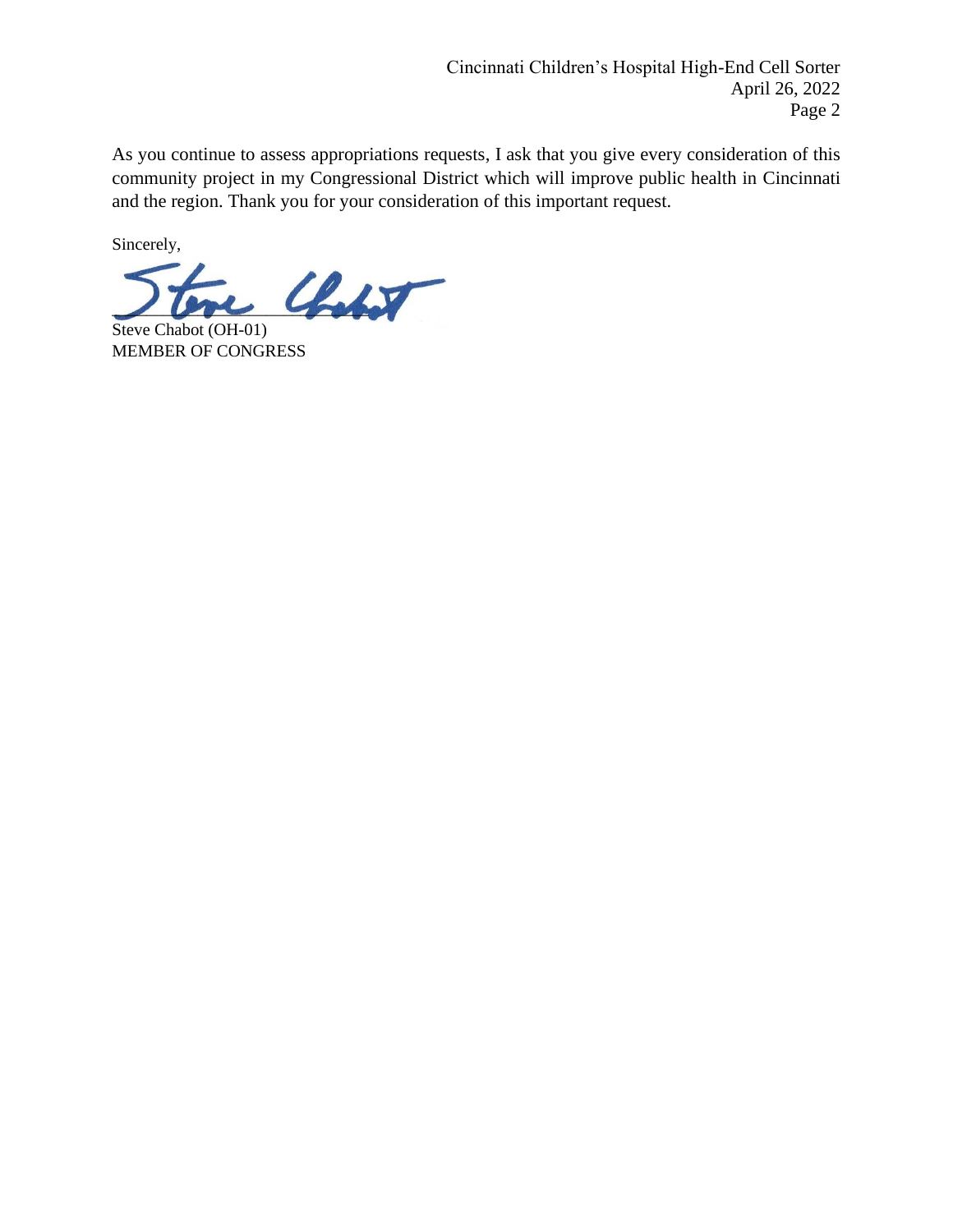As you continue to assess appropriations requests, I ask that you give every consideration of this community project in my Congressional District which will improve public health in Cincinnati and the region. Thank you for your consideration of this important request.

Sincerely,

Steve Chabot (OH-01)
MEMBER OF CONGRESS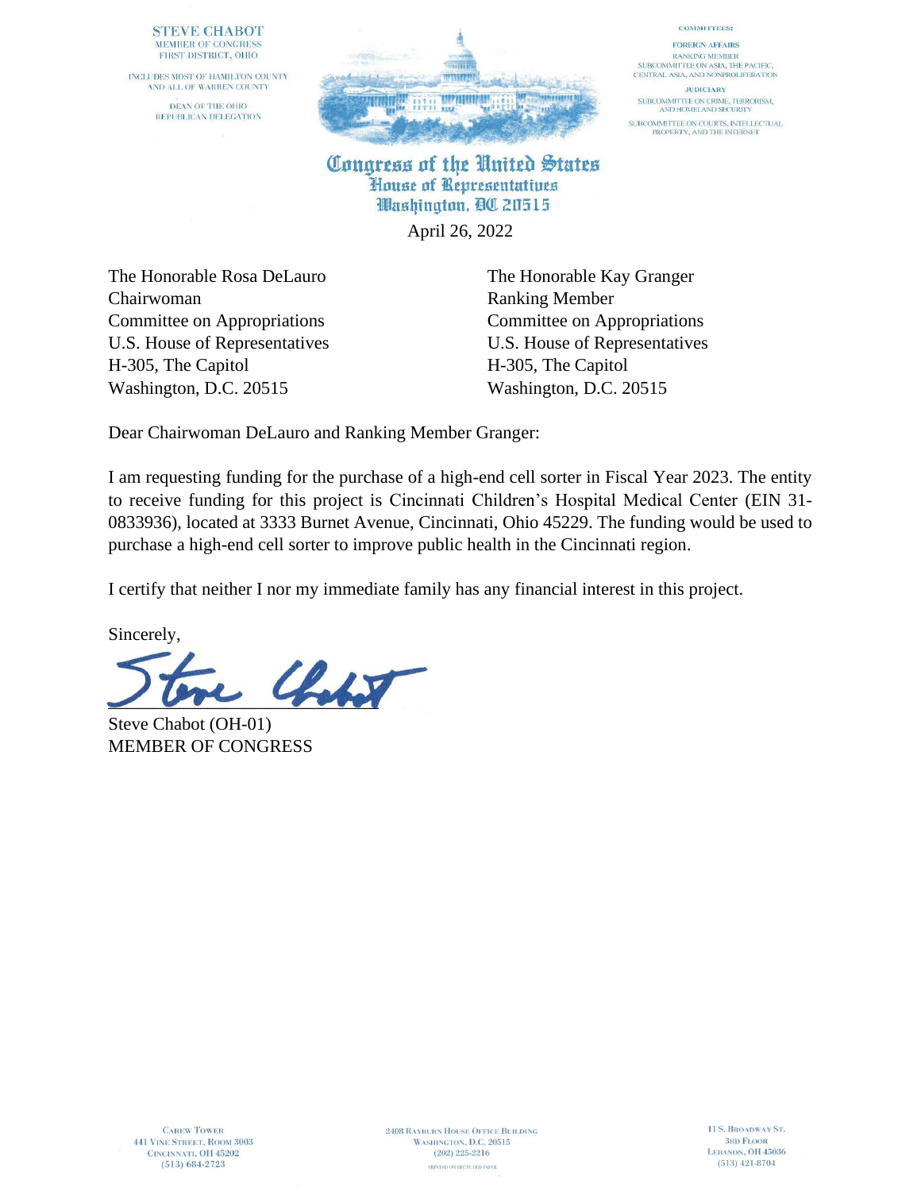STEVE CHABOT
MEMBER OF CONGRESS
FIRST DISTRICT, OHIO

INCLUDES MOST OF HAMILTON COUNTY
AND ALL OF WARREN COUNTY

DEAN OF THE OHIO
REPUBLICAN DELEGATION

COMMITTEES:

FOREIGN AFFAIRS
RANKING MEMBER
SUBCOMMITTEE ON ASIA, THE PACIFIC,
CENTRAL ASIA, AND NONPROLIFERATION

JUDICIARY
SUBCOMMITTEE ON CRIME, TERRORISM,
AND HOMELAND SECURITY

SUBCOMMITTEE ON COURTS, INTELLECTUAL
PROPERTY, AND THE INTERNET

**Congress of the United States**
**House of Representatives**
**Washington, DC 20515**

April 26, 2022

The Honorable Rosa DeLauro
Chairwoman
Committee on Appropriations
U.S. House of Representatives
H-305, The Capitol
Washington, D.C. 20515

The Honorable Kay Granger
Ranking Member
Committee on Appropriations
U.S. House of Representatives
H-305, The Capitol
Washington, D.C. 20515

Dear Chairwoman DeLauro and Ranking Member Granger:

I am requesting funding for the purchase of a high-end cell sorter in Fiscal Year 2023. The entity to receive funding for this project is Cincinnati Children's Hospital Medical Center (EIN 31-0833936), located at 3333 Burnet Avenue, Cincinnati, Ohio 45229. The funding would be used to purchase a high-end cell sorter to improve public health in the Cincinnati region.

I certify that neither I nor my immediate family has any financial interest in this project.

Sincerely,

Steve Chabot (OH-01)
MEMBER OF CONGRESS

CAREW TOWER
441 VINE STREET, ROOM 3003
CINCINNATI, OH 45202
(513) 684-2723

2408 RAYBURN HOUSE OFFICE BUILDING
WASHINGTON, D.C. 20515
(202) 225-2216

11 S. BROADWAY ST.
3RD FLOOR
LEBANON, OH 45036
(513) 421-8704